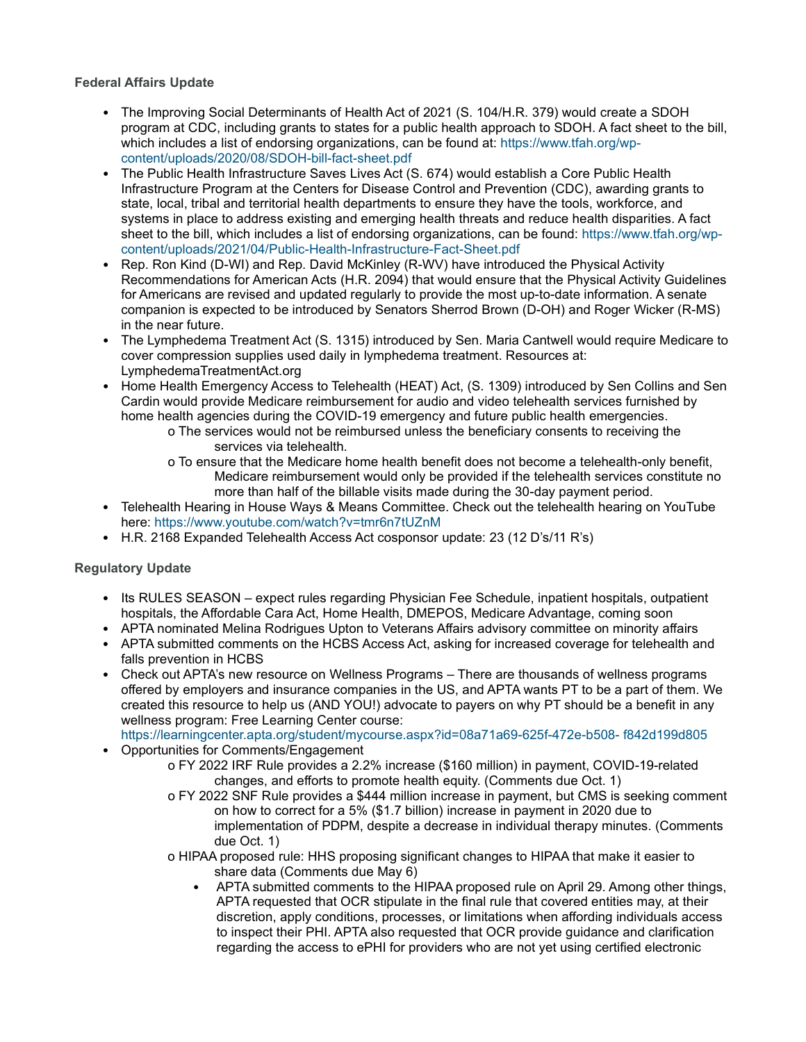**Federal Affairs Update**

- The Improving Social Determinants of Health Act of 2021 (S. 104/H.R. 379) would create a SDOH program at CDC, including grants to states for a public health approach to SDOH. A fact sheet to the bill, which includes a list of endorsing organizations, can be found at: https://www.tfah.org/wp-content/uploads/2020/08/SDOH-bill-fact-sheet.pdf
- The Public Health Infrastructure Saves Lives Act (S. 674) would establish a Core Public Health Infrastructure Program at the Centers for Disease Control and Prevention (CDC), awarding grants to state, local, tribal and territorial health departments to ensure they have the tools, workforce, and systems in place to address existing and emerging health threats and reduce health disparities. A fact sheet to the bill, which includes a list of endorsing organizations, can be found: https://www.tfah.org/wp-content/uploads/2021/04/Public-Health-Infrastructure-Fact-Sheet.pdf
- Rep. Ron Kind (D-WI) and Rep. David McKinley (R-WV) have introduced the Physical Activity Recommendations for American Acts (H.R. 2094) that would ensure that the Physical Activity Guidelines for Americans are revised and updated regularly to provide the most up-to-date information. A senate companion is expected to be introduced by Senators Sherrod Brown (D-OH) and Roger Wicker (R-MS) in the near future.
- The Lymphedema Treatment Act (S. 1315) introduced by Sen. Maria Cantwell would require Medicare to cover compression supplies used daily in lymphedema treatment. Resources at: LymphedemaTreatmentAct.org
- Home Health Emergency Access to Telehealth (HEAT) Act, (S. 1309) introduced by Sen Collins and Sen Cardin would provide Medicare reimbursement for audio and video telehealth services furnished by home health agencies during the COVID-19 emergency and future public health emergencies.
  - The services would not be reimbursed unless the beneficiary consents to receiving the services via telehealth.
  - To ensure that the Medicare home health benefit does not become a telehealth-only benefit, Medicare reimbursement would only be provided if the telehealth services constitute no more than half of the billable visits made during the 30-day payment period.
- Telehealth Hearing in House Ways & Means Committee. Check out the telehealth hearing on YouTube here: https://www.youtube.com/watch?v=tmr6n7tUZnM
- H.R. 2168 Expanded Telehealth Access Act cosponsor update: 23 (12 D's/11 R's)

**Regulatory Update**

- Its RULES SEASON – expect rules regarding Physician Fee Schedule, inpatient hospitals, outpatient hospitals, the Affordable Cara Act, Home Health, DMEPOS, Medicare Advantage, coming soon
- APTA nominated Melina Rodrigues Upton to Veterans Affairs advisory committee on minority affairs
- APTA submitted comments on the HCBS Access Act, asking for increased coverage for telehealth and falls prevention in HCBS
- Check out APTA's new resource on Wellness Programs – There are thousands of wellness programs offered by employers and insurance companies in the US, and APTA wants PT to be a part of them. We created this resource to help us (AND YOU!) advocate to payers on why PT should be a benefit in any wellness program: Free Learning Center course: https://learningcenter.apta.org/student/mycourse.aspx?id=08a71a69-625f-472e-b508- f842d199d805
- Opportunities for Comments/Engagement
  - FY 2022 IRF Rule provides a 2.2% increase ($160 million) in payment, COVID-19-related changes, and efforts to promote health equity. (Comments due Oct. 1)
  - FY 2022 SNF Rule provides a $444 million increase in payment, but CMS is seeking comment on how to correct for a 5% ($1.7 billion) increase in payment in 2020 due to implementation of PDPM, despite a decrease in individual therapy minutes. (Comments due Oct. 1)
  - HIPAA proposed rule: HHS proposing significant changes to HIPAA that make it easier to share data (Comments due May 6)
    - APTA submitted comments to the HIPAA proposed rule on April 29. Among other things, APTA requested that OCR stipulate in the final rule that covered entities may, at their discretion, apply conditions, processes, or limitations when affording individuals access to inspect their PHI. APTA also requested that OCR provide guidance and clarification regarding the access to ePHI for providers who are not yet using certified electronic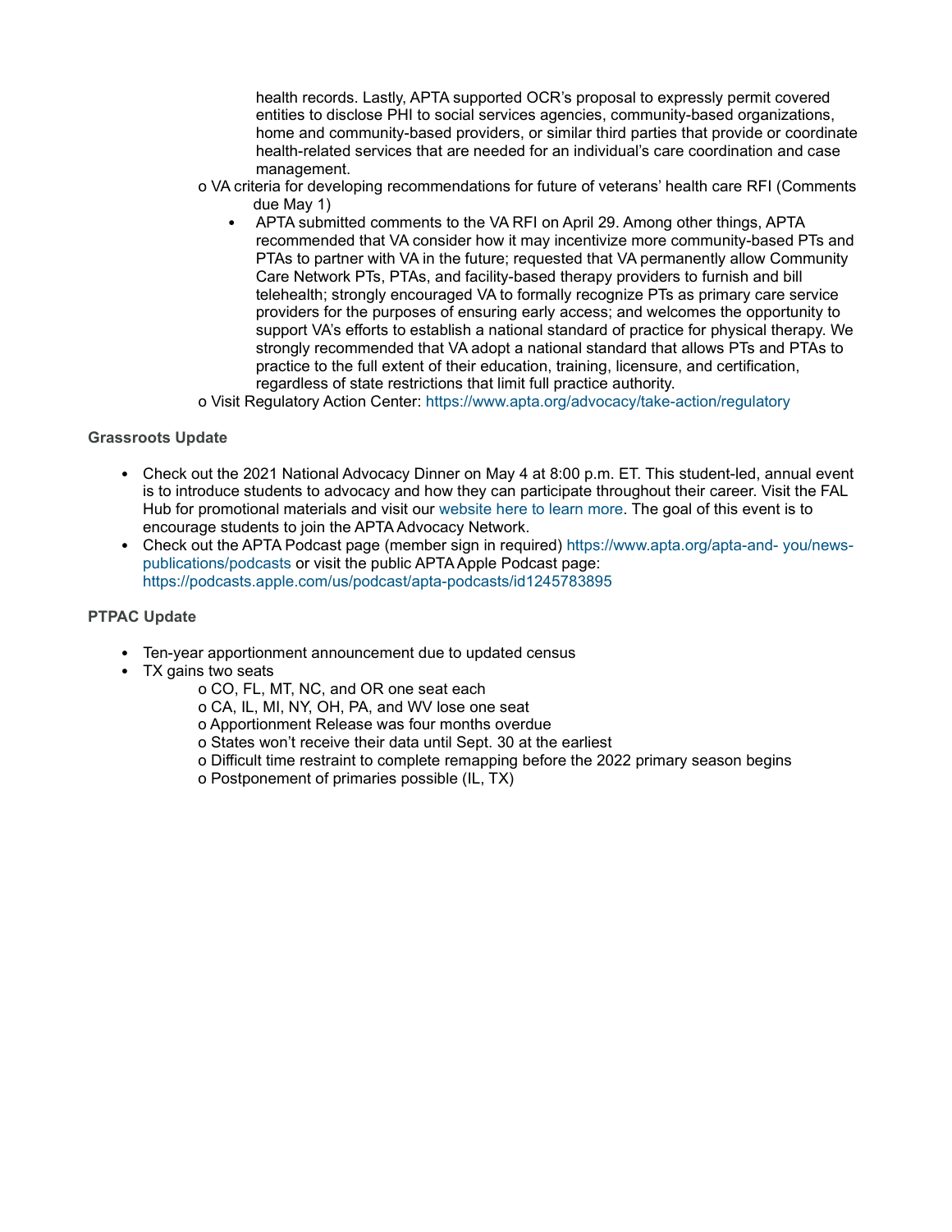health records. Lastly, APTA supported OCR's proposal to expressly permit covered entities to disclose PHI to social services agencies, community-based organizations, home and community-based providers, or similar third parties that provide or coordinate health-related services that are needed for an individual's care coordination and case management.

- VA criteria for developing recommendations for future of veterans' health care RFI (Comments due May 1)
  - APTA submitted comments to the VA RFI on April 29. Among other things, APTA recommended that VA consider how it may incentivize more community-based PTs and PTAs to partner with VA in the future; requested that VA permanently allow Community Care Network PTs, PTAs, and facility-based therapy providers to furnish and bill telehealth; strongly encouraged VA to formally recognize PTs as primary care service providers for the purposes of ensuring early access; and welcomes the opportunity to support VA's efforts to establish a national standard of practice for physical therapy. We strongly recommended that VA adopt a national standard that allows PTs and PTAs to practice to the full extent of their education, training, licensure, and certification, regardless of state restrictions that limit full practice authority.
- Visit Regulatory Action Center: https://www.apta.org/advocacy/take-action/regulatory

**Grassroots Update**

- Check out the 2021 National Advocacy Dinner on May 4 at 8:00 p.m. ET. This student-led, annual event is to introduce students to advocacy and how they can participate throughout their career. Visit the FAL Hub for promotional materials and visit our website here to learn more. The goal of this event is to encourage students to join the APTA Advocacy Network.
- Check out the APTA Podcast page (member sign in required) https://www.apta.org/apta-and- you/news-publications/podcasts or visit the public APTA Apple Podcast page: https://podcasts.apple.com/us/podcast/apta-podcasts/id1245783895

**PTPAC Update**

- Ten-year apportionment announcement due to updated census
- TX gains two seats
  - CO, FL, MT, NC, and OR one seat each
  - CA, IL, MI, NY, OH, PA, and WV lose one seat
  - Apportionment Release was four months overdue
  - States won't receive their data until Sept. 30 at the earliest
  - Difficult time restraint to complete remapping before the 2022 primary season begins
  - Postponement of primaries possible (IL, TX)